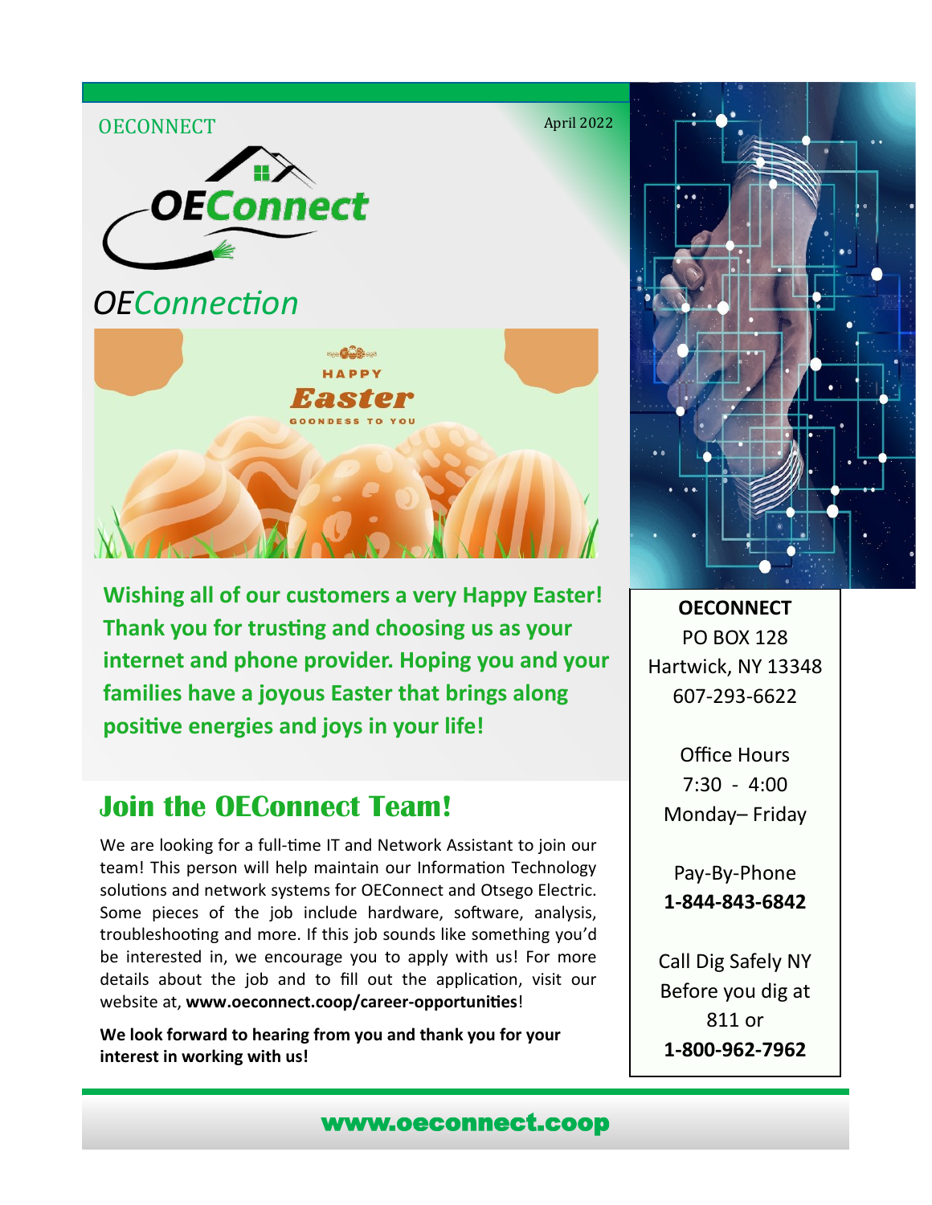OECONNECT

April 2022

# OEConnection

HAPPY

Easter

GOODNESS TO YOU

**Wishing all of our customers a very Happy Easter! Thank you for trusting and choosing us as your internet and phone provider. Hoping you and your families have a joyous Easter that brings along positive energies and joys in your life!**

## Join the OEConnect Team!

We are looking for a full-time IT and Network Assistant to join our team! This person will help maintain our Information Technology solutions and network systems for OEConnect and Otsego Electric. Some pieces of the job include hardware, software, analysis, troubleshooting and more. If this job sounds like something you'd be interested in, we encourage you to apply with us! For more details about the job and to fill out the application, visit our website at, **www.oeconnect.coop/career-opportunities**!

**We look forward to hearing from you and thank you for your interest in working with us!**

**OECONNECT**
PO BOX 128
Hartwick, NY 13348
607-293-6622

Office Hours
7:30 - 4:00
Monday– Friday

Pay-By-Phone
**1-844-843-6842**

Call Dig Safely NY
Before you dig at
811 or
**1-800-962-7962**

**www.oeconnect.coop**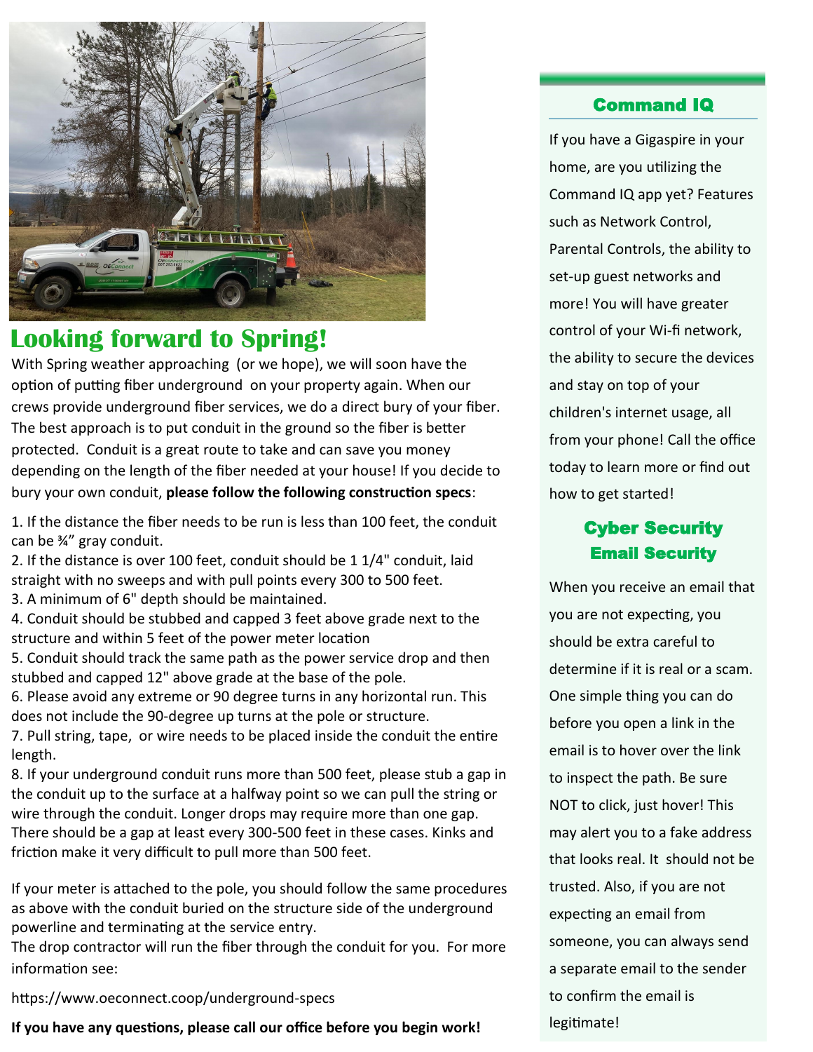## Looking forward to Spring!

With Spring weather approaching (or we hope), we will soon have the option of putting fiber underground on your property again. When our crews provide underground fiber services, we do a direct bury of your fiber. The best approach is to put conduit in the ground so the fiber is better protected. Conduit is a great route to take and can save you money depending on the length of the fiber needed at your house! If you decide to bury your own conduit, **please follow the following construction specs**:

1. If the distance the fiber needs to be run is less than 100 feet, the conduit can be ¾" gray conduit.
2. If the distance is over 100 feet, conduit should be 1 1/4" conduit, laid straight with no sweeps and with pull points every 300 to 500 feet.
3. A minimum of 6" depth should be maintained.
4. Conduit should be stubbed and capped 3 feet above grade next to the structure and within 5 feet of the power meter location
5. Conduit should track the same path as the power service drop and then stubbed and capped 12" above grade at the base of the pole.
6. Please avoid any extreme or 90 degree turns in any horizontal run. This does not include the 90-degree up turns at the pole or structure.
7. Pull string, tape, or wire needs to be placed inside the conduit the entire length.
8. If your underground conduit runs more than 500 feet, please stub a gap in the conduit up to the surface at a halfway point so we can pull the string or wire through the conduit. Longer drops may require more than one gap. There should be a gap at least every 300-500 feet in these cases. Kinks and friction make it very difficult to pull more than 500 feet.

If your meter is attached to the pole, you should follow the same procedures as above with the conduit buried on the structure side of the underground powerline and terminating at the service entry.

The drop contractor will run the fiber through the conduit for you. For more information see:

https://www.oeconnect.coop/underground-specs

**If you have any questions, please call our office before you begin work!**

### Command IQ

If you have a Gigaspire in your home, are you utilizing the Command IQ app yet? Features such as Network Control, Parental Controls, the ability to set-up guest networks and more! You will have greater control of your Wi-fi network, the ability to secure the devices and stay on top of your children's internet usage, all from your phone! Call the office today to learn more or find out how to get started!

### Cyber Security Email Security

When you receive an email that you are not expecting, you should be extra careful to determine if it is real or a scam. One simple thing you can do before you open a link in the email is to hover over the link to inspect the path. Be sure NOT to click, just hover! This may alert you to a fake address that looks real. It should not be trusted. Also, if you are not expecting an email from someone, you can always send a separate email to the sender to confirm the email is legitimate!